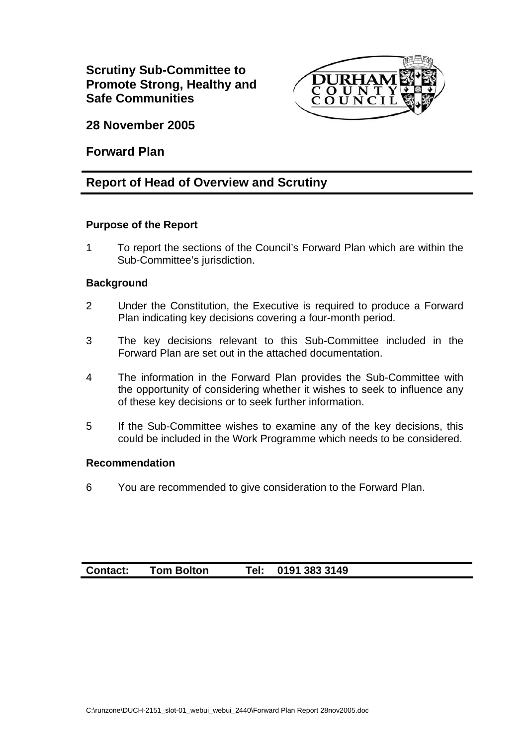# Scrutiny Sub-Committee to Promote Strong, Healthy and Safe Communities

**28 November 2005**

**Forward Plan**

## Report of Head of Overview and Scrutiny

### Purpose of the Report

1 To report the sections of the Council's Forward Plan which are within the Sub-Committee's jurisdiction.

### Background

2 Under the Constitution, the Executive is required to produce a Forward Plan indicating key decisions covering a four-month period.

3 The key decisions relevant to this Sub-Committee included in the Forward Plan are set out in the attached documentation.

4 The information in the Forward Plan provides the Sub-Committee with the opportunity of considering whether it wishes to seek to influence any of these key decisions or to seek further information.

5 If the Sub-Committee wishes to examine any of the key decisions, this could be included in the Work Programme which needs to be considered.

### Recommendation

6 You are recommended to give consideration to the Forward Plan.

**Contact: Tom Bolton Tel: 0191 383 3149**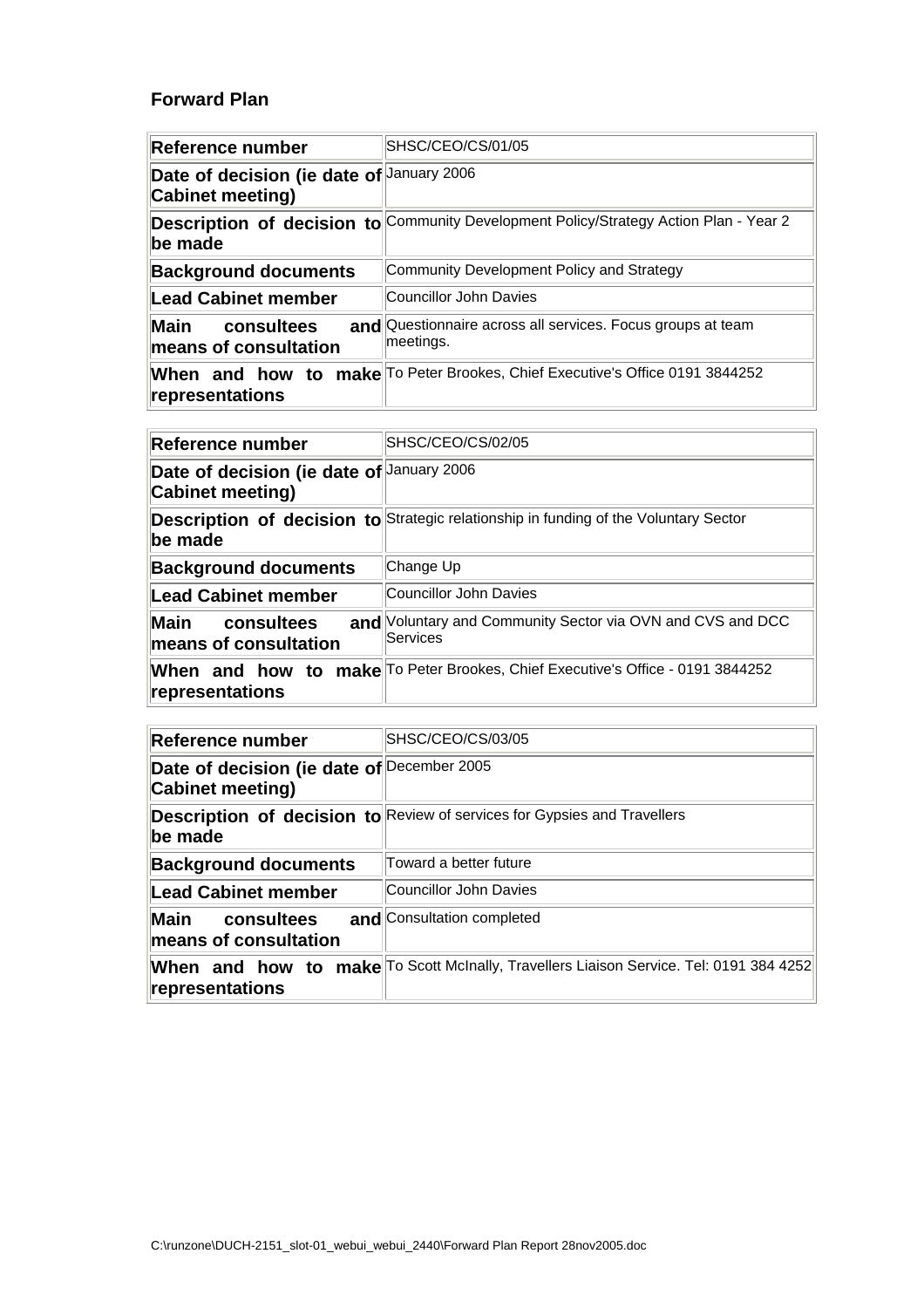**Forward Plan**

| Reference number | SHSC/CEO/CS/01/05 |
|---|---|
| Date of decision (ie date of Cabinet meeting) | January 2006 |
| Description of decision to be made | Community Development Policy/Strategy Action Plan - Year 2 |
| Background documents | Community Development Policy and Strategy |
| Lead Cabinet member | Councillor John Davies |
| Main consultees and means of consultation | Questionnaire across all services. Focus groups at team meetings. |
| When and how to make representations | To Peter Brookes, Chief Executive's Office 0191 3844252 |

| Reference number | SHSC/CEO/CS/02/05 |
|---|---|
| Date of decision (ie date of Cabinet meeting) | January 2006 |
| Description of decision to be made | Strategic relationship in funding of the Voluntary Sector |
| Background documents | Change Up |
| Lead Cabinet member | Councillor John Davies |
| Main consultees and means of consultation | Voluntary and Community Sector via OVN and CVS and DCC Services |
| When and how to make representations | To Peter Brookes, Chief Executive's Office - 0191 3844252 |

| Reference number | SHSC/CEO/CS/03/05 |
|---|---|
| Date of decision (ie date of Cabinet meeting) | December 2005 |
| Description of decision to be made | Review of services for Gypsies and Travellers |
| Background documents | Toward a better future |
| Lead Cabinet member | Councillor John Davies |
| Main consultees and means of consultation | Consultation completed |
| When and how to make representations | To Scott McInally, Travellers Liaison Service. Tel: 0191 384 4252 |

C:\runzone\DUCH-2151_slot-01_webui_webui_2440\Forward Plan Report 28nov2005.doc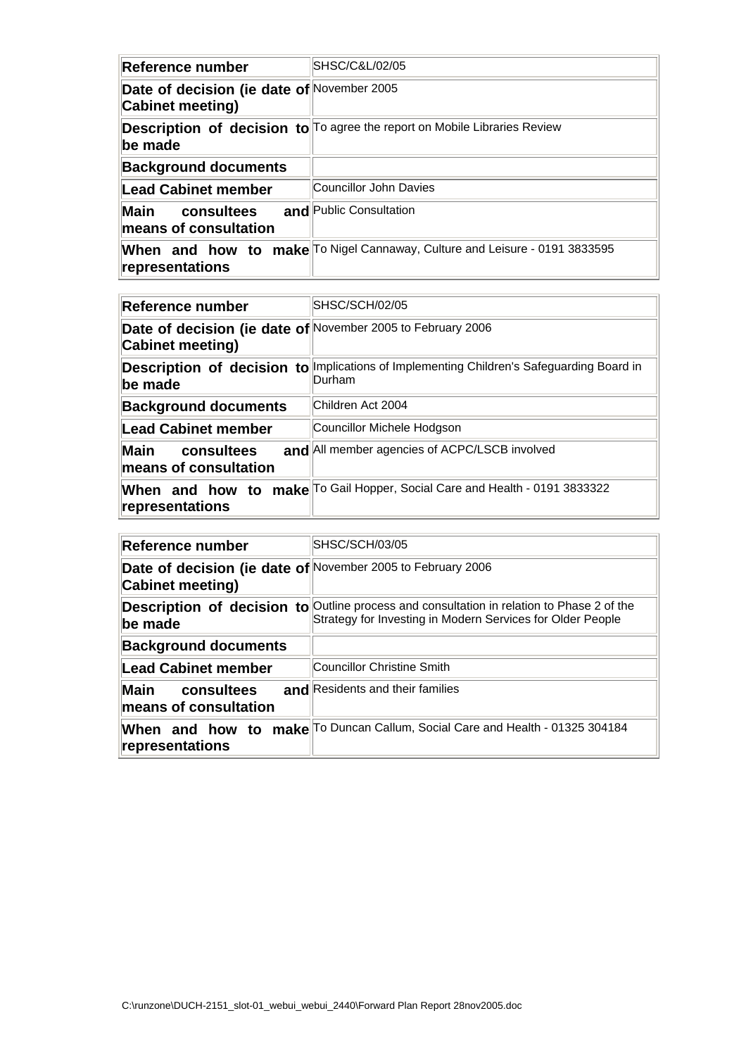| Reference number | SHSC/C&L/02/05 |
|---|---|
| Date of decision (ie date of Cabinet meeting) | November 2005 |
| Description of decision to be made | To agree the report on Mobile Libraries Review |
| Background documents | |
| Lead Cabinet member | Councillor John Davies |
| Main consultees and means of consultation | Public Consultation |
| When and how to make representations | To Nigel Cannaway, Culture and Leisure - 0191 3833595 |

| Reference number | SHSC/SCH/02/05 |
|---|---|
| Date of decision (ie date of Cabinet meeting) | November 2005 to February 2006 |
| Description of decision to be made | Implications of Implementing Children's Safeguarding Board in Durham |
| Background documents | Children Act 2004 |
| Lead Cabinet member | Councillor Michele Hodgson |
| Main consultees and means of consultation | All member agencies of ACPC/LSCB involved |
| When and how to make representations | To Gail Hopper, Social Care and Health - 0191 3833322 |

| Reference number | SHSC/SCH/03/05 |
|---|---|
| Date of decision (ie date of Cabinet meeting) | November 2005 to February 2006 |
| Description of decision to be made | Outline process and consultation in relation to Phase 2 of the Strategy for Investing in Modern Services for Older People |
| Background documents | |
| Lead Cabinet member | Councillor Christine Smith |
| Main consultees and means of consultation | Residents and their families |
| When and how to make representations | To Duncan Callum, Social Care and Health - 01325 304184 |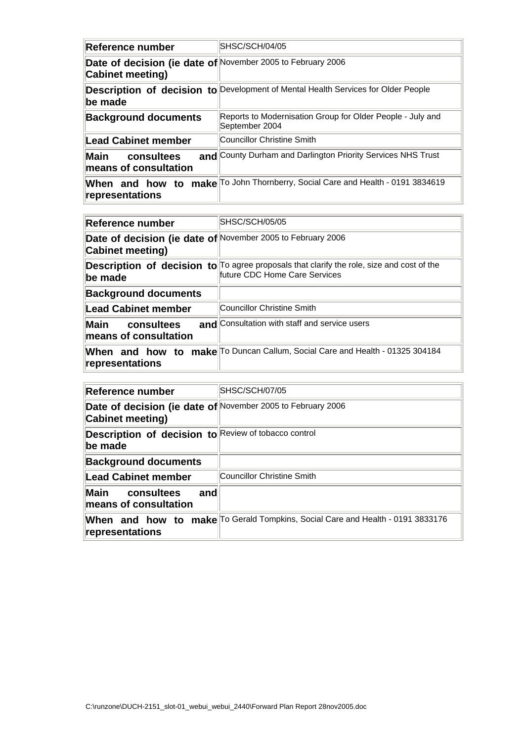| Reference number | SHSC/SCH/04/05 |
|---|---|
| Date of decision (ie date of Cabinet meeting) | November 2005 to February 2006 |
| Description of decision to be made | Development of Mental Health Services for Older People |
| Background documents | Reports to Modernisation Group for Older People - July and September 2004 |
| Lead Cabinet member | Councillor Christine Smith |
| Main consultees and means of consultation | County Durham and Darlington Priority Services NHS Trust |
| When and how to make representations | To John Thornberry, Social Care and Health - 0191 3834619 |

| Reference number | SHSC/SCH/05/05 |
|---|---|
| Date of decision (ie date of Cabinet meeting) | November 2005 to February 2006 |
| Description of decision to be made | To agree proposals that clarify the role, size and cost of the future CDC Home Care Services |
| Background documents | |
| Lead Cabinet member | Councillor Christine Smith |
| Main consultees and means of consultation | Consultation with staff and service users |
| When and how to make representations | To Duncan Callum, Social Care and Health - 01325 304184 |

| Reference number | SHSC/SCH/07/05 |
|---|---|
| Date of decision (ie date of Cabinet meeting) | November 2005 to February 2006 |
| Description of decision to be made | Review of tobacco control |
| Background documents | |
| Lead Cabinet member | Councillor Christine Smith |
| Main consultees and means of consultation | |
| When and how to make representations | To Gerald Tompkins, Social Care and Health - 0191 3833176 |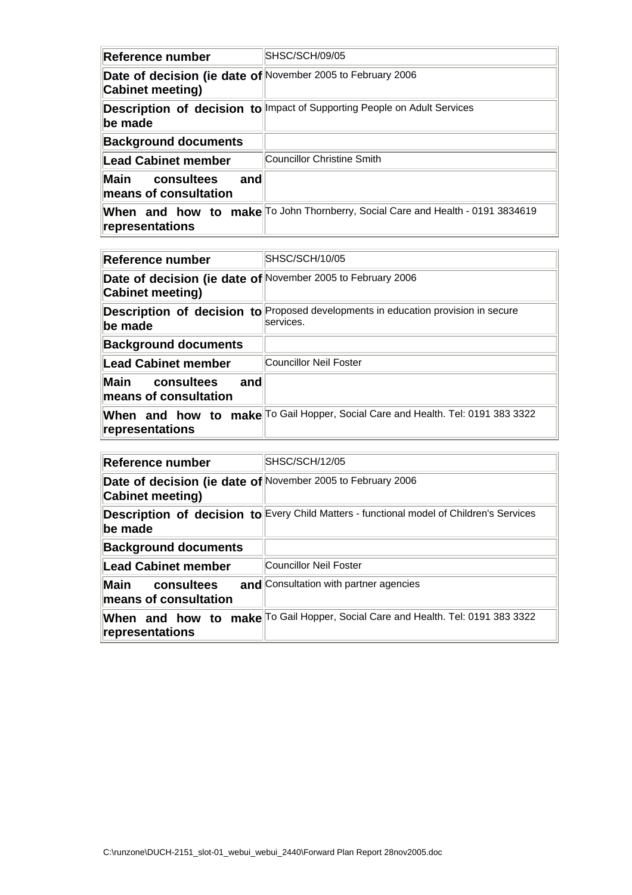| Reference number | SHSC/SCH/09/05 |
|---|---|
| Date of decision (ie date of Cabinet meeting) | November 2005 to February 2006 |
| Description of decision to be made | Impact of Supporting People on Adult Services |
| Background documents | |
| Lead Cabinet member | Councillor Christine Smith |
| Main consultees and means of consultation | |
| When and how to make representations | To John Thornberry, Social Care and Health - 0191 3834619 |

| Reference number | SHSC/SCH/10/05 |
|---|---|
| Date of decision (ie date of Cabinet meeting) | November 2005 to February 2006 |
| Description of decision to be made | Proposed developments in education provision in secure services. |
| Background documents | |
| Lead Cabinet member | Councillor Neil Foster |
| Main consultees and means of consultation | |
| When and how to make representations | To Gail Hopper, Social Care and Health. Tel: 0191 383 3322 |

| Reference number | SHSC/SCH/12/05 |
|---|---|
| Date of decision (ie date of Cabinet meeting) | November 2005 to February 2006 |
| Description of decision to be made | Every Child Matters - functional model of Children's Services |
| Background documents | |
| Lead Cabinet member | Councillor Neil Foster |
| Main consultees and means of consultation | Consultation with partner agencies |
| When and how to make representations | To Gail Hopper, Social Care and Health. Tel: 0191 383 3322 |

C:\runzone\DUCH-2151_slot-01_webui_webui_2440\Forward Plan Report 28nov2005.doc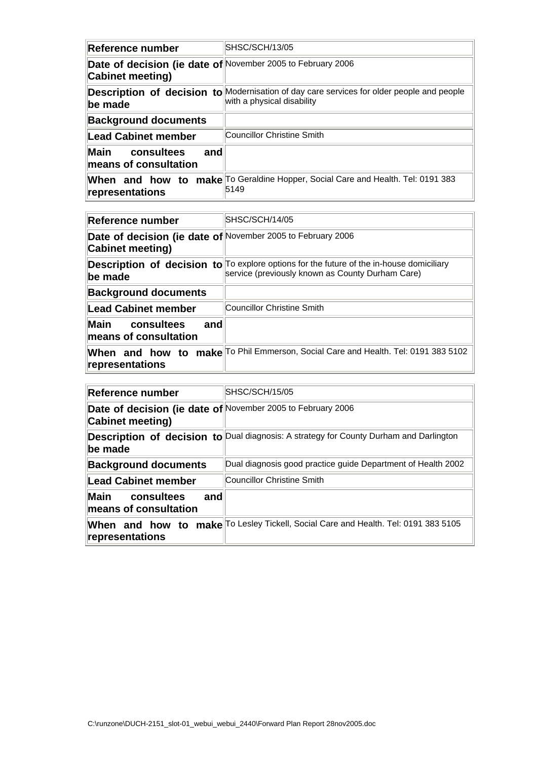| Reference number | SHSC/SCH/13/05 |
| --- | --- |
| Date of decision (ie date of Cabinet meeting) | November 2005 to February 2006 |
| Description of decision to be made | Modernisation of day care services for older people and people with a physical disability |
| Background documents | |
| Lead Cabinet member | Councillor Christine Smith |
| Main consultees and means of consultation | |
| When and how to make representations | To Geraldine Hopper, Social Care and Health. Tel: 0191 383 5149 |

| Reference number | SHSC/SCH/14/05 |
| --- | --- |
| Date of decision (ie date of Cabinet meeting) | November 2005 to February 2006 |
| Description of decision to be made | To explore options for the future of the in-house domiciliary service (previously known as County Durham Care) |
| Background documents | |
| Lead Cabinet member | Councillor Christine Smith |
| Main consultees and means of consultation | |
| When and how to make representations | To Phil Emmerson, Social Care and Health. Tel: 0191 383 5102 |

| Reference number | SHSC/SCH/15/05 |
| --- | --- |
| Date of decision (ie date of Cabinet meeting) | November 2005 to February 2006 |
| Description of decision to be made | Dual diagnosis: A strategy for County Durham and Darlington |
| Background documents | Dual diagnosis good practice guide Department of Health 2002 |
| Lead Cabinet member | Councillor Christine Smith |
| Main consultees and means of consultation | |
| When and how to make representations | To Lesley Tickell, Social Care and Health. Tel: 0191 383 5105 |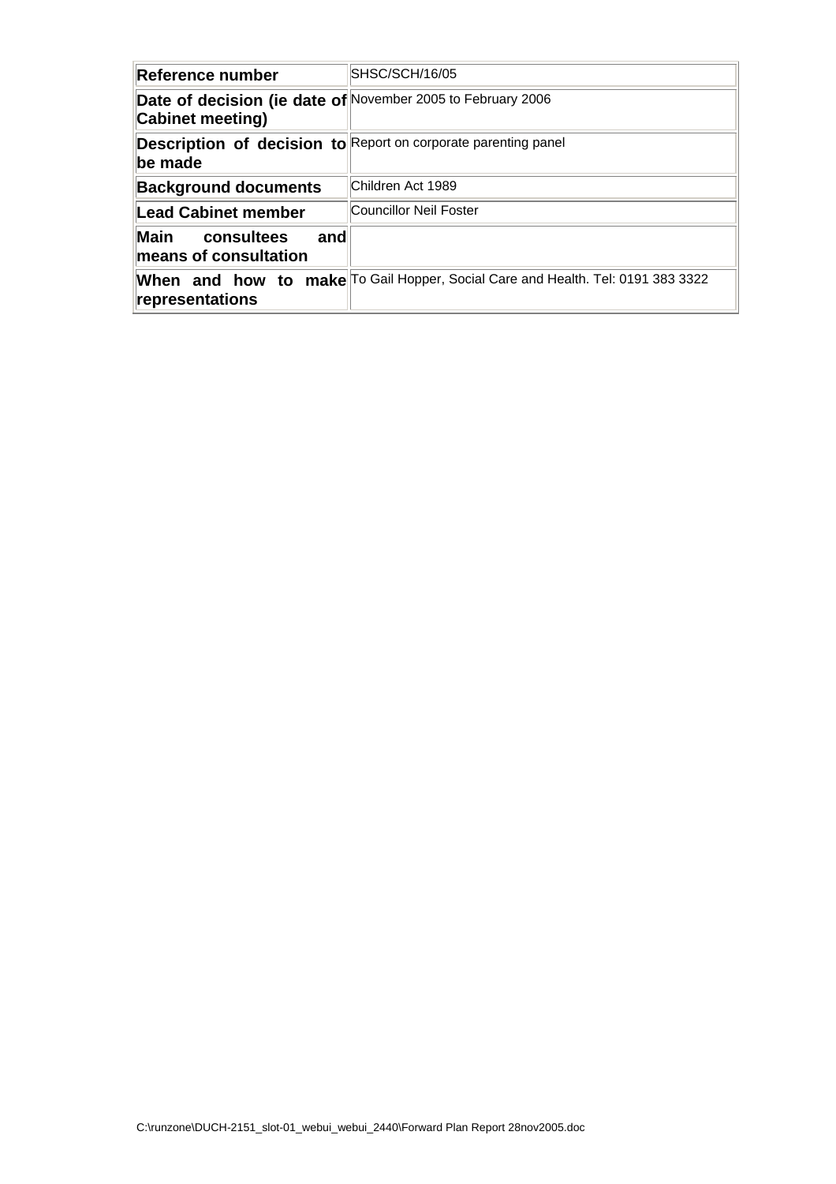| | |
|---|---|
| **Reference number** | SHSC/SCH/16/05 |
| **Date of decision (ie date of Cabinet meeting)** | November 2005 to February 2006 |
| **Description of decision to be made** | Report on corporate parenting panel |
| **Background documents** | Children Act 1989 |
| **Lead Cabinet member** | Councillor Neil Foster |
| **Main consultees and means of consultation** | |
| **When and how to make representations** | To Gail Hopper, Social Care and Health. Tel: 0191 383 3322 |

C:\runzone\DUCH-2151_slot-01_webui_webui_2440\Forward Plan Report 28nov2005.doc